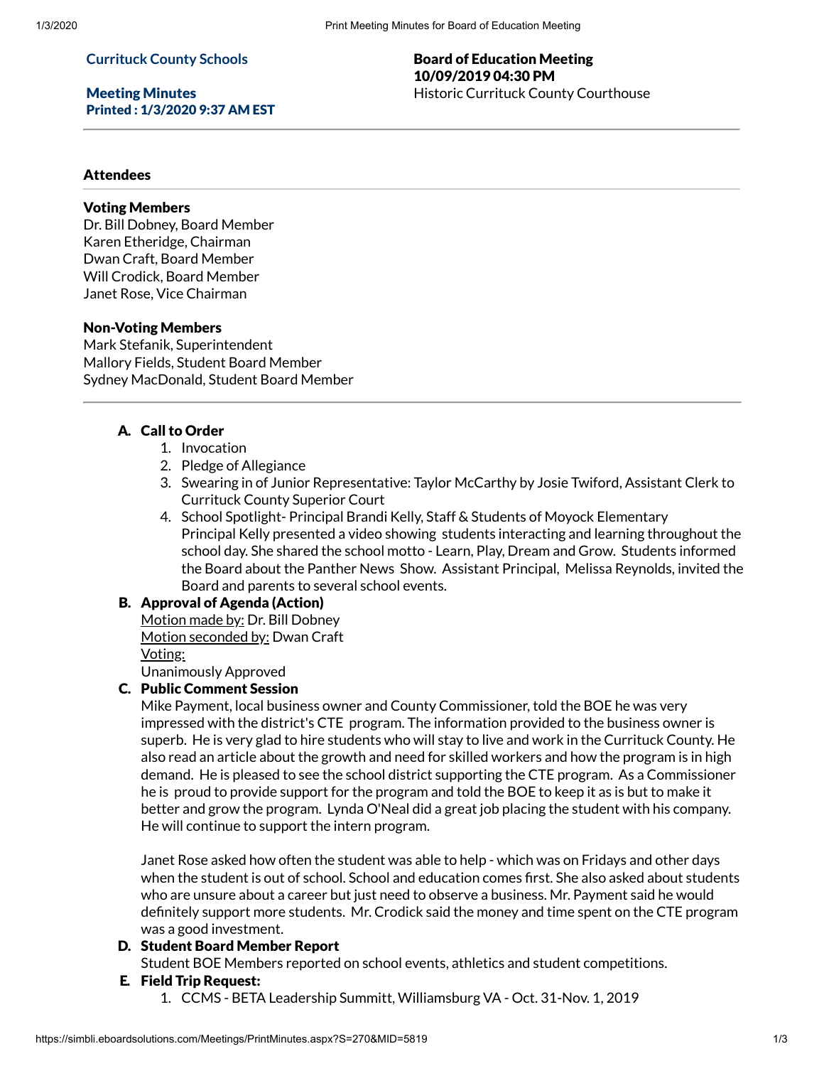**Currituck County Schools**

**Meeting Minutes**
**Printed : 1/3/2020 9:37 AM EST**

**Board of Education Meeting**
**10/09/2019 04:30 PM**
Historic Currituck County Courthouse

---

### Attendees

**Voting Members**
Dr. Bill Dobney, Board Member
Karen Etheridge, Chairman
Dwan Craft, Board Member
Will Crodick, Board Member
Janet Rose, Vice Chairman

**Non-Voting Members**
Mark Stefanik, Superintendent
Mallory Fields, Student Board Member
Sydney MacDonald, Student Board Member

---

**A. Call to Order**

1. Invocation
2. Pledge of Allegiance
3. Swearing in of Junior Representative: Taylor McCarthy by Josie Twiford, Assistant Clerk to Currituck County Superior Court
4. School Spotlight- Principal Brandi Kelly, Staff & Students of Moyock Elementary
   Principal Kelly presented a video showing students interacting and learning throughout the school day. She shared the school motto - Learn, Play, Dream and Grow. Students informed the Board about the Panther News Show. Assistant Principal, Melissa Reynolds, invited the Board and parents to several school events.

**B. Approval of Agenda (Action)**

Motion made by: Dr. Bill Dobney
Motion seconded by: Dwan Craft
Voting:
Unanimously Approved

**C. Public Comment Session**

Mike Payment, local business owner and County Commissioner, told the BOE he was very impressed with the district's CTE program. The information provided to the business owner is superb. He is very glad to hire students who will stay to live and work in the Currituck County. He also read an article about the growth and need for skilled workers and how the program is in high demand. He is pleased to see the school district supporting the CTE program. As a Commissioner he is proud to provide support for the program and told the BOE to keep it as is but to make it better and grow the program. Lynda O'Neal did a great job placing the student with his company. He will continue to support the intern program.

Janet Rose asked how often the student was able to help - which was on Fridays and other days when the student is out of school. School and education comes first. She also asked about students who are unsure about a career but just need to observe a business. Mr. Payment said he would definitely support more students. Mr. Crodick said the money and time spent on the CTE program was a good investment.

**D. Student Board Member Report**

Student BOE Members reported on school events, athletics and student competitions.

**E. Field Trip Request:**

1. CCMS - BETA Leadership Summitt, Williamsburg VA - Oct. 31-Nov. 1, 2019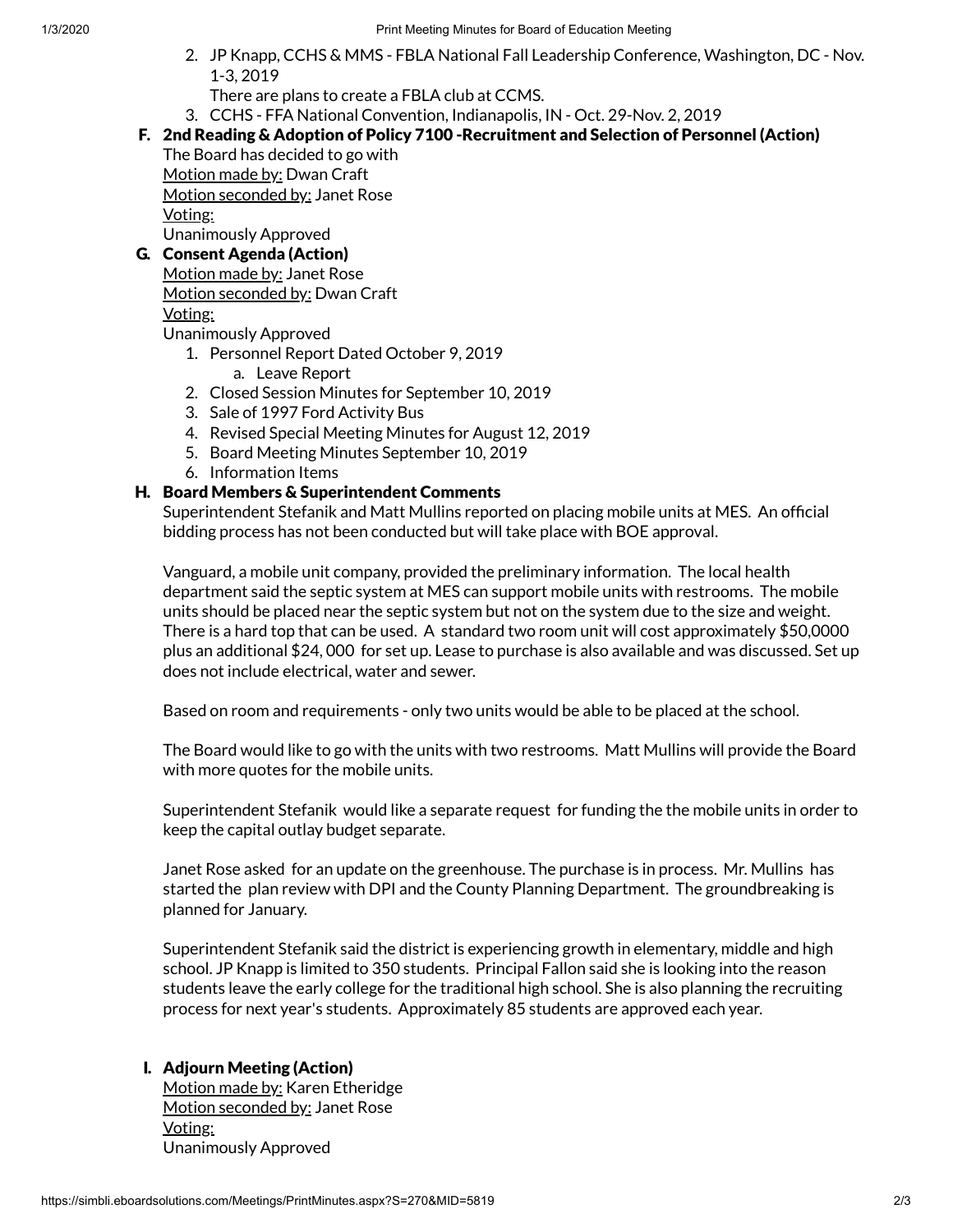2. JP Knapp, CCHS & MMS - FBLA National Fall Leadership Conference, Washington, DC - Nov. 1-3, 2019
   There are plans to create a FBLA club at CCMS.
3. CCHS - FFA National Convention, Indianapolis, IN - Oct. 29-Nov. 2, 2019

### F. 2nd Reading & Adoption of Policy 7100 -Recruitment and Selection of Personnel (Action)

The Board has decided to go with

Motion made by: Dwan Craft
Motion seconded by: Janet Rose
Voting:
Unanimously Approved

### G. Consent Agenda (Action)

Motion made by: Janet Rose
Motion seconded by: Dwan Craft
Voting:
Unanimously Approved

1. Personnel Report Dated October 9, 2019
   a. Leave Report
2. Closed Session Minutes for September 10, 2019
3. Sale of 1997 Ford Activity Bus
4. Revised Special Meeting Minutes for August 12, 2019
5. Board Meeting Minutes September 10, 2019
6. Information Items

### H. Board Members & Superintendent Comments

Superintendent Stefanik and Matt Mullins reported on placing mobile units at MES. An official bidding process has not been conducted but will take place with BOE approval.

Vanguard, a mobile unit company, provided the preliminary information. The local health department said the septic system at MES can support mobile units with restrooms. The mobile units should be placed near the septic system but not on the system due to the size and weight. There is a hard top that can be used. A standard two room unit will cost approximately $50,0000 plus an additional $24, 000 for set up. Lease to purchase is also available and was discussed. Set up does not include electrical, water and sewer.

Based on room and requirements - only two units would be able to be placed at the school.

The Board would like to go with the units with two restrooms. Matt Mullins will provide the Board with more quotes for the mobile units.

Superintendent Stefanik would like a separate request for funding the the mobile units in order to keep the capital outlay budget separate.

Janet Rose asked for an update on the greenhouse. The purchase is in process. Mr. Mullins has started the plan review with DPI and the County Planning Department. The groundbreaking is planned for January.

Superintendent Stefanik said the district is experiencing growth in elementary, middle and high school. JP Knapp is limited to 350 students. Principal Fallon said she is looking into the reason students leave the early college for the traditional high school. She is also planning the recruiting process for next year's students. Approximately 85 students are approved each year.

### I. Adjourn Meeting (Action)

Motion made by: Karen Etheridge
Motion seconded by: Janet Rose
Voting:
Unanimously Approved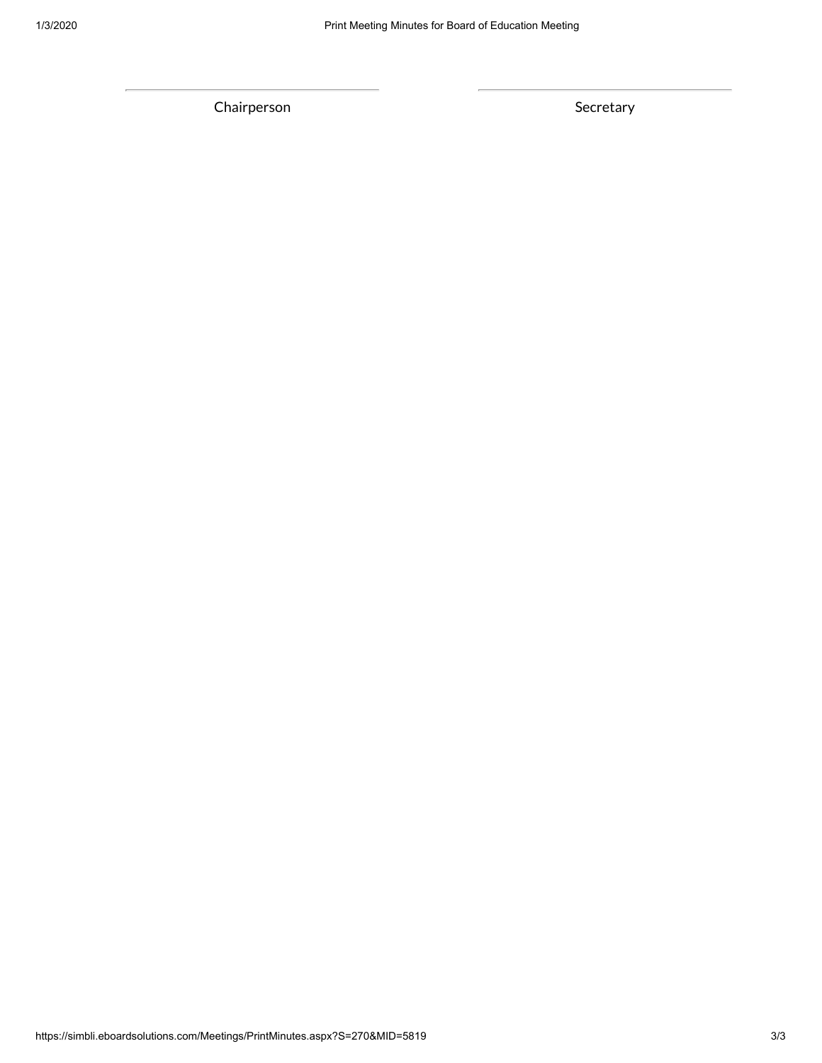\_\_\_\_\_\_\_\_\_\_\_\_\_\_\_\_\_\_\_\_\_\_\_\_\_\_\_\_\_\_
Chairperson

\_\_\_\_\_\_\_\_\_\_\_\_\_\_\_\_\_\_\_\_\_\_\_\_\_\_\_\_\_\_
Secretary